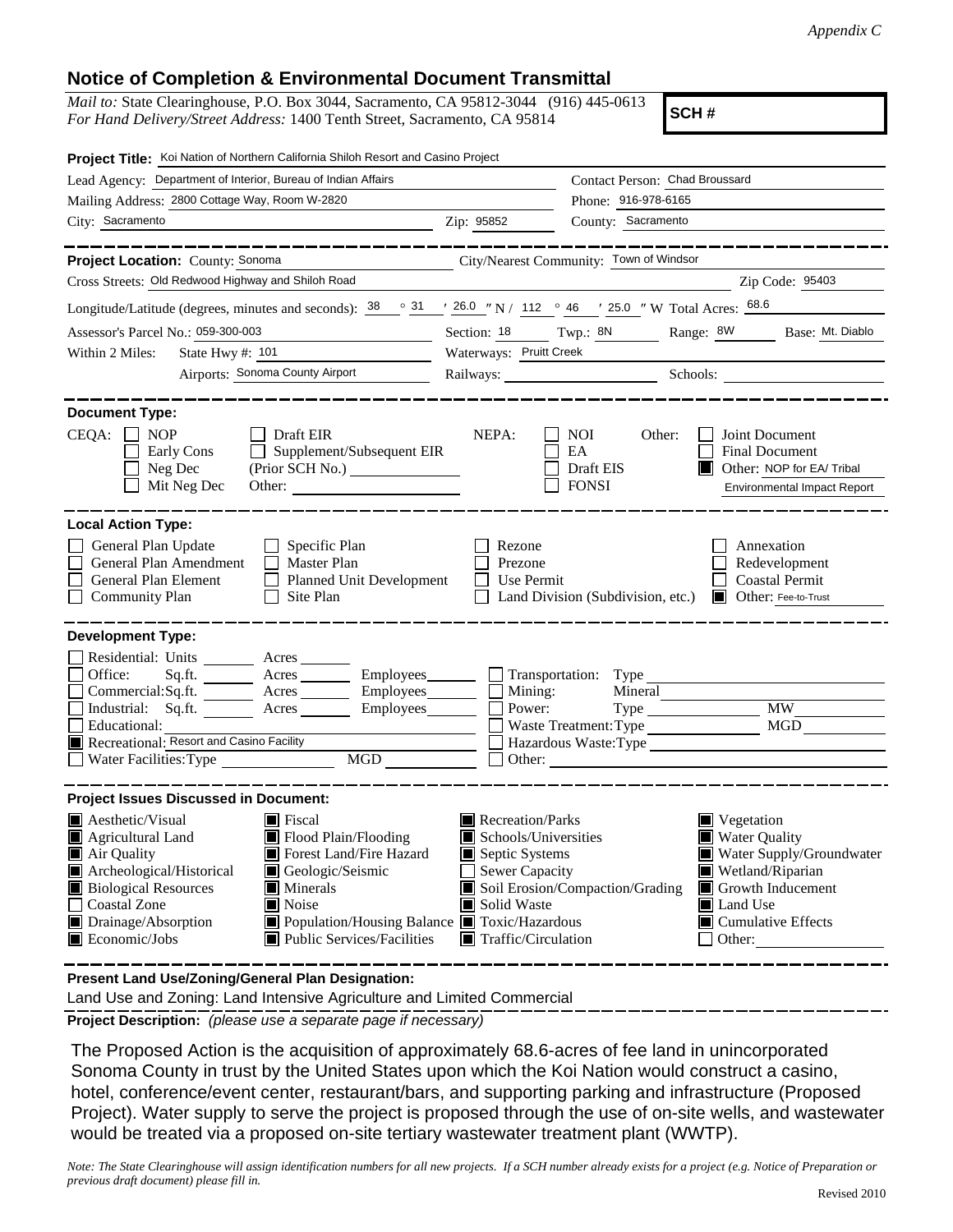*Appendix C*

## Notice of Completion & Environmental Document Transmittal

*Mail to:* State Clearinghouse, P.O. Box 3044, Sacramento, CA 95812-3044 (916) 445-0613
*For Hand Delivery/Street Address:* 1400 Tenth Street, Sacramento, CA 95814

**SCH #**

**Project Title:** Koi Nation of Northern California Shiloh Resort and Casino Project

Lead Agency: Department of Interior, Bureau of Indian Affairs
Contact Person: Chad Broussard
Mailing Address: 2800 Cottage Way, Room W-2820
Phone: 916-978-6165
City: Sacramento
Zip: 95852
County: Sacramento

---

**Project Location:** County: Sonoma
City/Nearest Community: Town of Windsor
Cross Streets: Old Redwood Highway and Shiloh Road
Zip Code: 95403

Longitude/Latitude (degrees, minutes and seconds): 38 ° 31 ′ 26.0 ″ N / 112 ° 46 ′ 25.0 ″ W Total Acres: 68.6

Assessor's Parcel No.: 059-300-003
Section: 18 Twp.: 8N Range: 8W Base: Mt. Diablo

Within 2 Miles: State Hwy #: 101
Waterways: Pruitt Creek
Airports: Sonoma County Airport
Railways:
Schools:

---

**Document Type:**

CEQA:
- [ ] NOP
- [ ] Early Cons
- [ ] Neg Dec
- [ ] Mit Neg Dec
- [ ] Draft EIR
- [ ] Supplement/Subsequent EIR (Prior SCH No.)
- Other:

NEPA:
- [ ] NOI
- [ ] EA
- [ ] Draft EIS
- [ ] FONSI

Other:
- [ ] Joint Document
- [ ] Final Document
- [x] Other: NOP for EA/ Tribal Environmental Impact Report

---

**Local Action Type:**

- [ ] General Plan Update
- [ ] General Plan Amendment
- [ ] General Plan Element
- [ ] Community Plan
- [ ] Specific Plan
- [ ] Master Plan
- [ ] Planned Unit Development
- [ ] Site Plan
- [ ] Rezone
- [ ] Prezone
- [ ] Use Permit
- [ ] Land Division (Subdivision, etc.)
- [ ] Annexation
- [ ] Redevelopment
- [ ] Coastal Permit
- [x] Other: Fee-to-Trust

---

**Development Type:**

- [ ] Residential: Units ___ Acres ___
- [ ] Office: Sq.ft. ___ Acres ___ Employees ___
- [ ] Commercial: Sq.ft. ___ Acres ___ Employees ___
- [ ] Industrial: Sq.ft. ___ Acres ___ Employees ___
- [ ] Educational:
- [x] Recreational: Resort and Casino Facility
- [ ] Water Facilities: Type ___ MGD ___
- [ ] Transportation: Type
- [ ] Mining: Mineral
- [ ] Power: Type ___ MW
- [ ] Waste Treatment: Type ___ MGD
- [ ] Hazardous Waste: Type
- [ ] Other:

---

**Project Issues Discussed in Document:**

- [x] Aesthetic/Visual
- [x] Agricultural Land
- [x] Air Quality
- [x] Archeological/Historical
- [x] Biological Resources
- [ ] Coastal Zone
- [x] Drainage/Absorption
- [x] Economic/Jobs
- [x] Fiscal
- [x] Flood Plain/Flooding
- [x] Forest Land/Fire Hazard
- [x] Geologic/Seismic
- [x] Minerals
- [x] Noise
- [x] Population/Housing Balance
- [x] Public Services/Facilities
- [x] Recreation/Parks
- [x] Schools/Universities
- [x] Septic Systems
- [ ] Sewer Capacity
- [x] Soil Erosion/Compaction/Grading
- [x] Solid Waste
- [x] Toxic/Hazardous
- [x] Traffic/Circulation
- [x] Vegetation
- [x] Water Quality
- [x] Water Supply/Groundwater
- [x] Wetland/Riparian
- [x] Growth Inducement
- [x] Land Use
- [x] Cumulative Effects
- [ ] Other:

---

**Present Land Use/Zoning/General Plan Designation:**

Land Use and Zoning: Land Intensive Agriculture and Limited Commercial

---

**Project Description:** *(please use a separate page if necessary)*

The Proposed Action is the acquisition of approximately 68.6-acres of fee land in unincorporated Sonoma County in trust by the United States upon which the Koi Nation would construct a casino, hotel, conference/event center, restaurant/bars, and supporting parking and infrastructure (Proposed Project). Water supply to serve the project is proposed through the use of on-site wells, and wastewater would be treated via a proposed on-site tertiary wastewater treatment plant (WWTP).

*Note: The State Clearinghouse will assign identification numbers for all new projects. If a SCH number already exists for a project (e.g. Notice of Preparation or previous draft document) please fill in.*

Revised 2010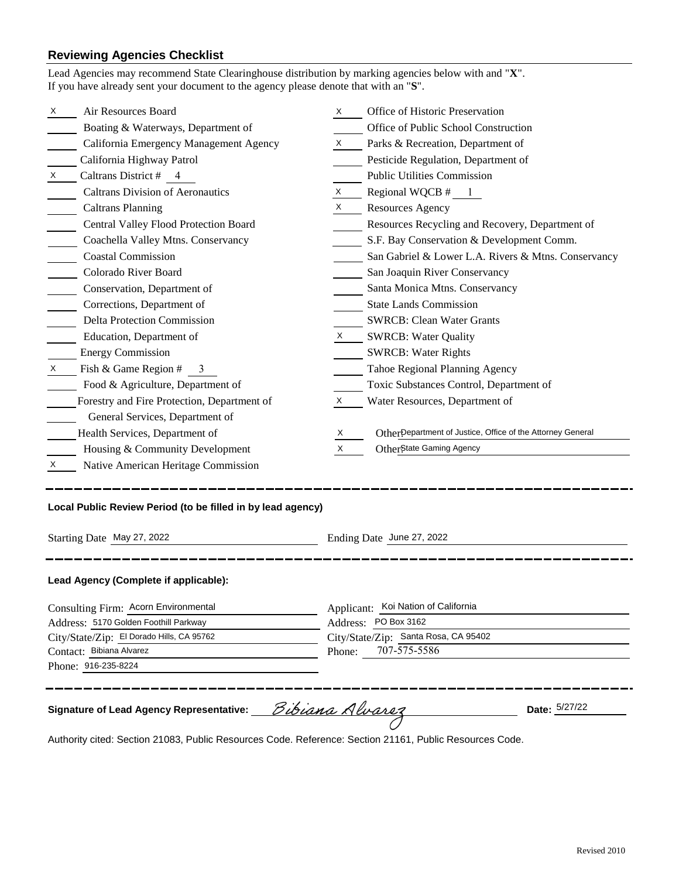## Reviewing Agencies Checklist

Lead Agencies may recommend State Clearinghouse distribution by marking agencies below with and "**X**".
If you have already sent your document to the agency please denote that with an "**S**".

| | | | |
|---|---|---|---|
| X | Air Resources Board | X | Office of Historic Preservation |
| | Boating & Waterways, Department of | | Office of Public School Construction |
| | California Emergency Management Agency | X | Parks & Recreation, Department of |
| | California Highway Patrol | | Pesticide Regulation, Department of |
| X | Caltrans District # 4 | | Public Utilities Commission |
| | Caltrans Division of Aeronautics | X | Regional WQCB # 1 |
| | Caltrans Planning | X | Resources Agency |
| | Central Valley Flood Protection Board | | Resources Recycling and Recovery, Department of |
| | Coachella Valley Mtns. Conservancy | | S.F. Bay Conservation & Development Comm. |
| | Coastal Commission | | San Gabriel & Lower L.A. Rivers & Mtns. Conservancy |
| | Colorado River Board | | San Joaquin River Conservancy |
| | Conservation, Department of | | Santa Monica Mtns. Conservancy |
| | Corrections, Department of | | State Lands Commission |
| | Delta Protection Commission | | SWRCB: Clean Water Grants |
| | Education, Department of | X | SWRCB: Water Quality |
| | Energy Commission | | SWRCB: Water Rights |
| X | Fish & Game Region # 3 | | Tahoe Regional Planning Agency |
| | Food & Agriculture, Department of | | Toxic Substances Control, Department of |
| | Forestry and Fire Protection, Department of | X | Water Resources, Department of |
| | General Services, Department of | | |
| | Health Services, Department of | X | Other: Department of Justice, Office of the Attorney General |
| | Housing & Community Development | X | Other: State Gaming Agency |
| X | Native American Heritage Commission | | |

---

**Local Public Review Period (to be filled in by lead agency)**

Starting Date May 27, 2022 Ending Date June 27, 2022

---

**Lead Agency (Complete if applicable):**

| | |
|---|---|
| Consulting Firm: Acorn Environmental | Applicant: Koi Nation of California |
| Address: 5170 Golden Foothill Parkway | Address: PO Box 3162 |
| City/State/Zip: El Dorado Hills, CA 95762 | City/State/Zip: Santa Rosa, CA 95402 |
| Contact: Bibiana Alvarez | Phone: 707-575-5586 |
| Phone: 916-235-8224 | |

---

**Signature of Lead Agency Representative:** *Bibiana Alvarez* **Date:** 5/27/22

Authority cited: Section 21083, Public Resources Code. Reference: Section 21161, Public Resources Code.

Revised 2010